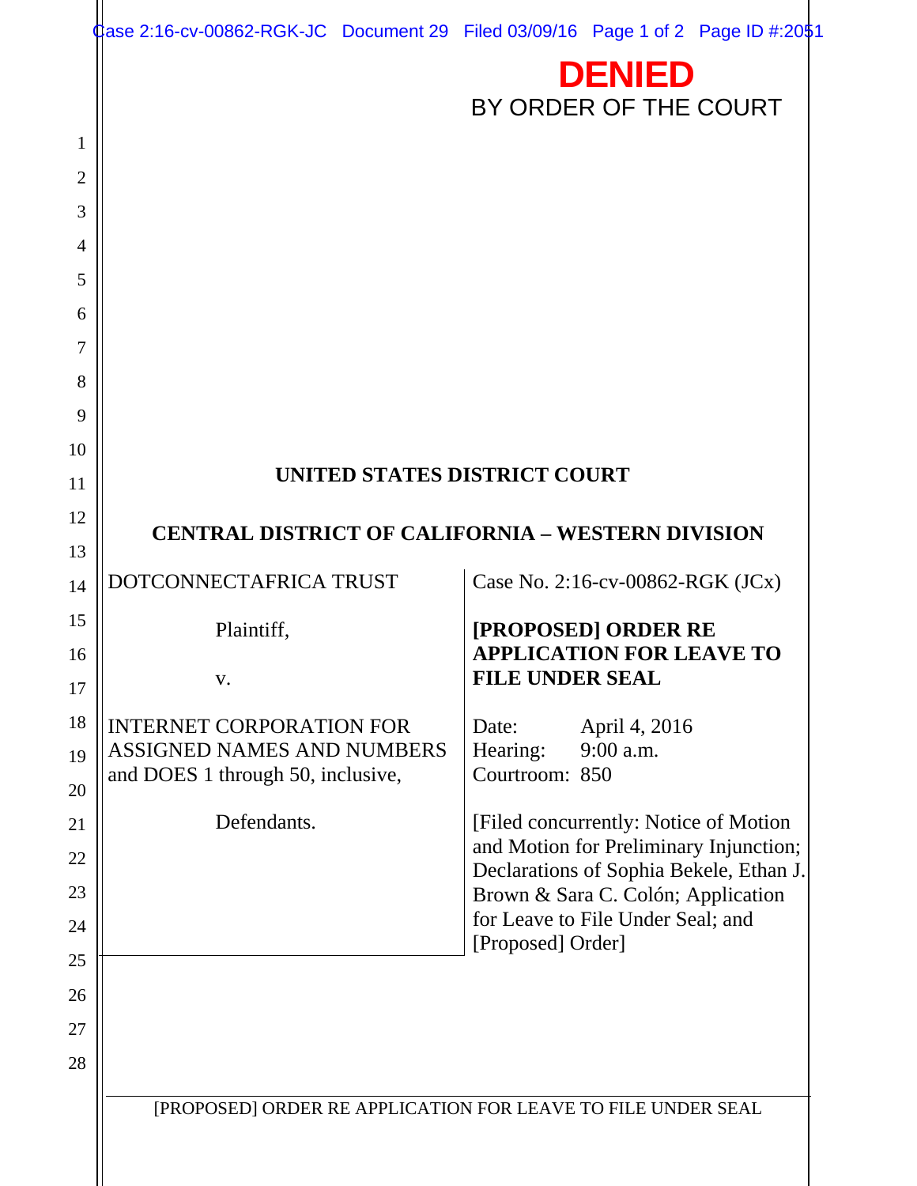**DENIED**

BY ORDER OF THE COURT

**UNITED STATES DISTRICT COURT**

**CENTRAL DISTRICT OF CALIFORNIA – WESTERN DIVISION**

DOTCONNECTAFRICA TRUST

Plaintiff,

v.

INTERNET CORPORATION FOR ASSIGNED NAMES AND NUMBERS and DOES 1 through 50, inclusive,

Defendants.

Case No. 2:16-cv-00862-RGK (JCx)

**[PROPOSED] ORDER RE APPLICATION FOR LEAVE TO FILE UNDER SEAL**

Date: April 4, 2016
Hearing: 9:00 a.m.
Courtroom: 850

[Filed concurrently: Notice of Motion and Motion for Preliminary Injunction; Declarations of Sophia Bekele, Ethan J. Brown & Sara C. Colón; Application for Leave to File Under Seal; and [Proposed] Order]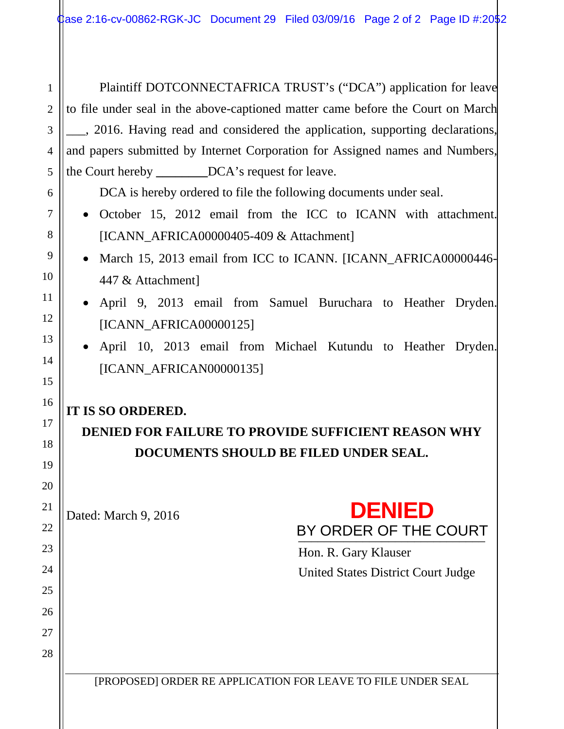Plaintiff DOTCONNECTAFRICA TRUST's ("DCA") application for leave to file under seal in the above-captioned matter came before the Court on March ___, 2016. Having read and considered the application, supporting declarations, and papers submitted by Internet Corporation for Assigned names and Numbers, the Court hereby ________DCA's request for leave.

DCA is hereby ordered to file the following documents under seal.

- October 15, 2012 email from the ICC to ICANN with attachment. [ICANN_AFRICA00000405-409 & Attachment]
- March 15, 2013 email from ICC to ICANN. [ICANN_AFRICA00000446-447 & Attachment]
- April 9, 2013 email from Samuel Buruchara to Heather Dryden. [ICANN_AFRICA00000125]
- April 10, 2013 email from Michael Kutundu to Heather Dryden. [ICANN_AFRICAN00000135]

**IT IS SO ORDERED.**

**DENIED FOR FAILURE TO PROVIDE SUFFICIENT REASON WHY DOCUMENTS SHOULD BE FILED UNDER SEAL.**

Dated: March 9, 2016

**DENIED**

BY ORDER OF THE COURT

Hon. R. Gary Klauser
United States District Court Judge

[PROPOSED] ORDER RE APPLICATION FOR LEAVE TO FILE UNDER SEAL